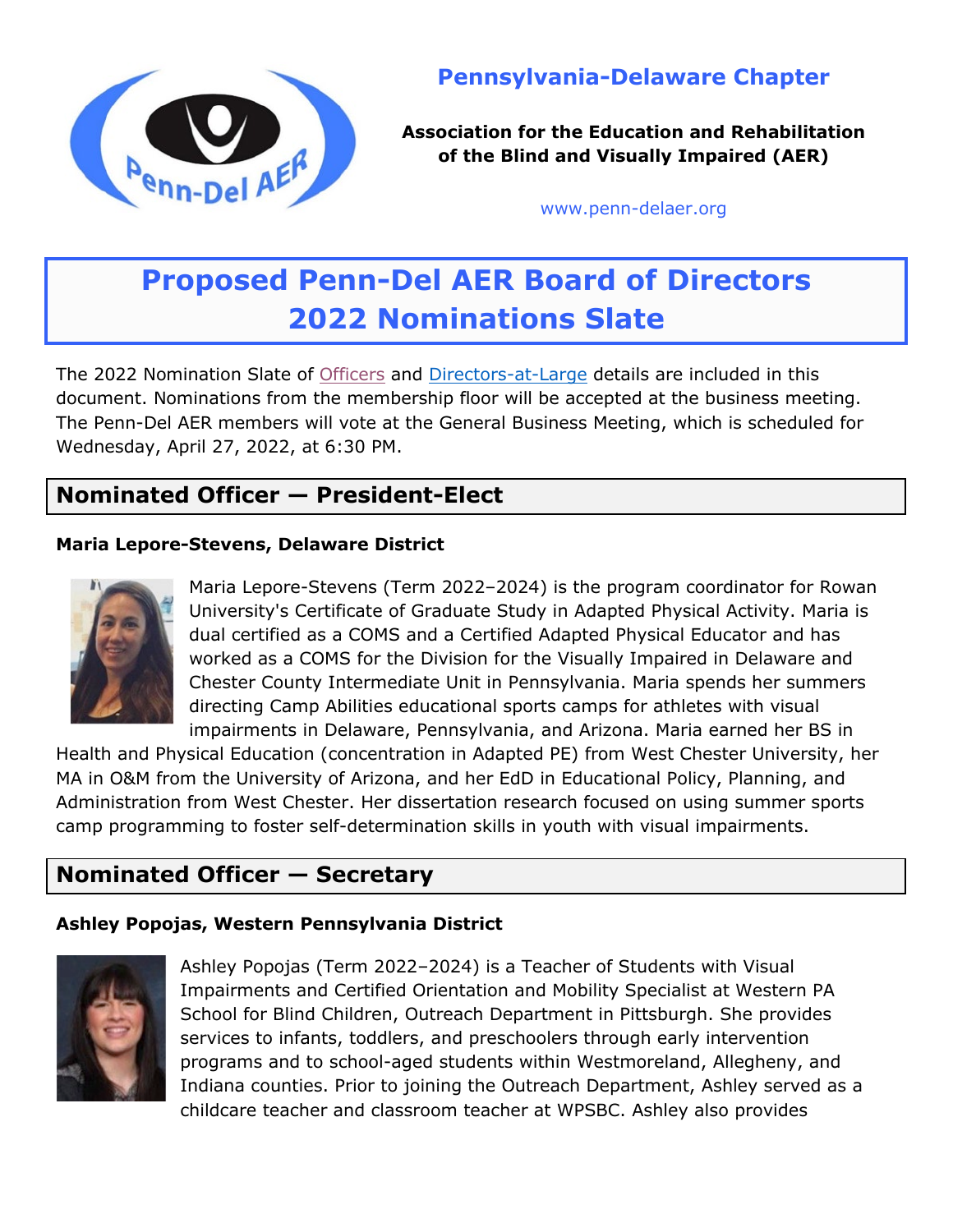**Pennsylvania-Delaware Chapter**

**Association for the Education and Rehabilitation of the Blind and Visually Impaired (AER)**

www.penn-delaer.org

# Proposed Penn-Del AER Board of Directors 2022 Nominations Slate

The 2022 Nomination Slate of Officers and Directors-at-Large details are included in this document. Nominations from the membership floor will be accepted at the business meeting. The Penn-Del AER members will vote at the General Business Meeting, which is scheduled for Wednesday, April 27, 2022, at 6:30 PM.

## Nominated Officer — President-Elect

**Maria Lepore-Stevens, Delaware District**

Maria Lepore-Stevens (Term 2022–2024) is the program coordinator for Rowan University's Certificate of Graduate Study in Adapted Physical Activity. Maria is dual certified as a COMS and a Certified Adapted Physical Educator and has worked as a COMS for the Division for the Visually Impaired in Delaware and Chester County Intermediate Unit in Pennsylvania. Maria spends her summers directing Camp Abilities educational sports camps for athletes with visual impairments in Delaware, Pennsylvania, and Arizona. Maria earned her BS in Health and Physical Education (concentration in Adapted PE) from West Chester University, her MA in O&M from the University of Arizona, and her EdD in Educational Policy, Planning, and Administration from West Chester. Her dissertation research focused on using summer sports camp programming to foster self-determination skills in youth with visual impairments.

## Nominated Officer — Secretary

**Ashley Popojas, Western Pennsylvania District**

Ashley Popojas (Term 2022–2024) is a Teacher of Students with Visual Impairments and Certified Orientation and Mobility Specialist at Western PA School for Blind Children, Outreach Department in Pittsburgh. She provides services to infants, toddlers, and preschoolers through early intervention programs and to school-aged students within Westmoreland, Allegheny, and Indiana counties. Prior to joining the Outreach Department, Ashley served as a childcare teacher and classroom teacher at WPSBC. Ashley also provides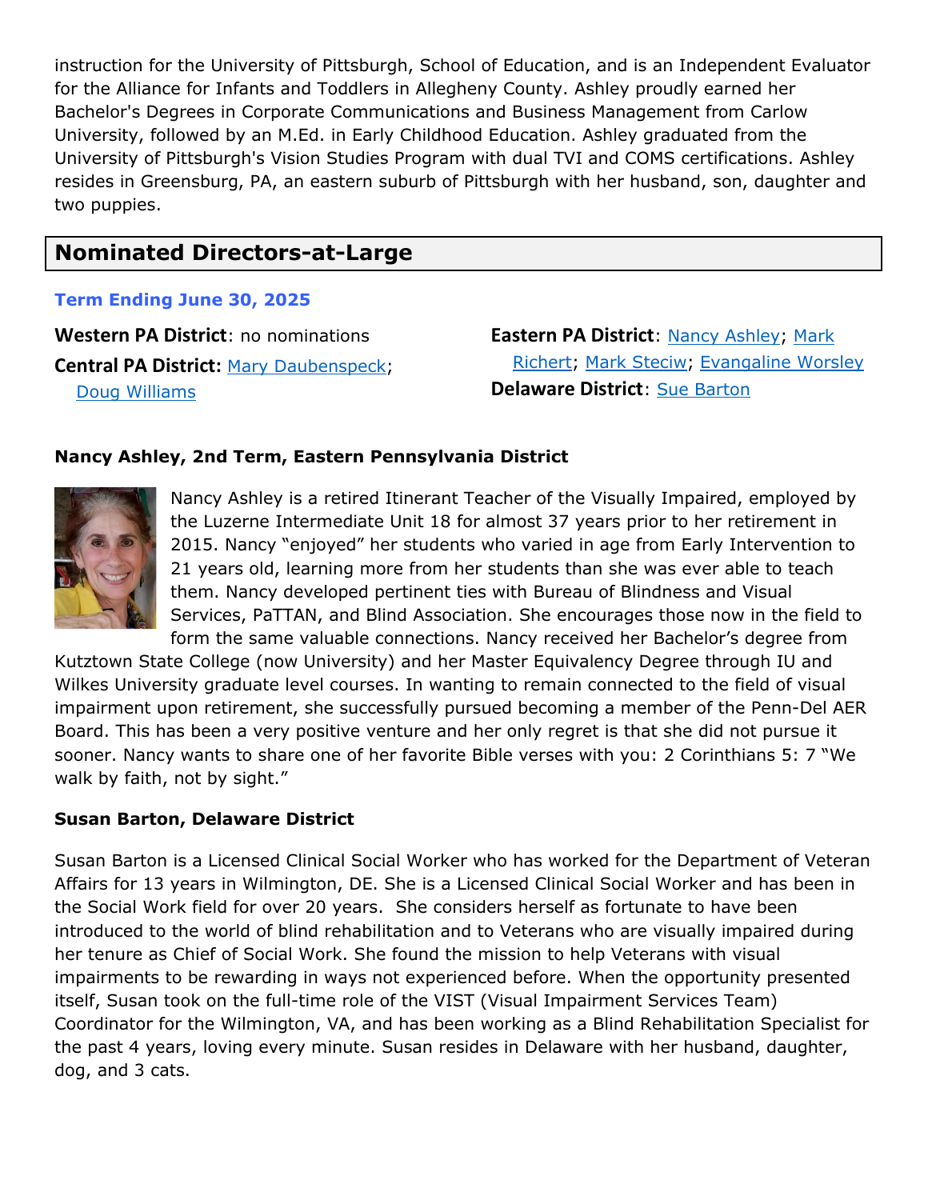instruction for the University of Pittsburgh, School of Education, and is an Independent Evaluator for the Alliance for Infants and Toddlers in Allegheny County. Ashley proudly earned her Bachelor's Degrees in Corporate Communications and Business Management from Carlow University, followed by an M.Ed. in Early Childhood Education. Ashley graduated from the University of Pittsburgh's Vision Studies Program with dual TVI and COMS certifications. Ashley resides in Greensburg, PA, an eastern suburb of Pittsburgh with her husband, son, daughter and two puppies.

## Nominated Directors-at-Large

### Term Ending June 30, 2025

**Western PA District**: no nominations

**Central PA District:** Mary Daubenspeck; Doug Williams

**Eastern PA District**: Nancy Ashley; Mark Richert; Mark Steciw; Evangaline Worsley

**Delaware District**: Sue Barton

### Nancy Ashley, 2nd Term, Eastern Pennsylvania District

Nancy Ashley is a retired Itinerant Teacher of the Visually Impaired, employed by the Luzerne Intermediate Unit 18 for almost 37 years prior to her retirement in 2015. Nancy "enjoyed" her students who varied in age from Early Intervention to 21 years old, learning more from her students than she was ever able to teach them. Nancy developed pertinent ties with Bureau of Blindness and Visual Services, PaTTAN, and Blind Association. She encourages those now in the field to form the same valuable connections. Nancy received her Bachelor's degree from Kutztown State College (now University) and her Master Equivalency Degree through IU and Wilkes University graduate level courses. In wanting to remain connected to the field of visual impairment upon retirement, she successfully pursued becoming a member of the Penn-Del AER Board. This has been a very positive venture and her only regret is that she did not pursue it sooner. Nancy wants to share one of her favorite Bible verses with you: 2 Corinthians 5: 7 "We walk by faith, not by sight."

### Susan Barton, Delaware District

Susan Barton is a Licensed Clinical Social Worker who has worked for the Department of Veteran Affairs for 13 years in Wilmington, DE. She is a Licensed Clinical Social Worker and has been in the Social Work field for over 20 years. She considers herself as fortunate to have been introduced to the world of blind rehabilitation and to Veterans who are visually impaired during her tenure as Chief of Social Work. She found the mission to help Veterans with visual impairments to be rewarding in ways not experienced before. When the opportunity presented itself, Susan took on the full-time role of the VIST (Visual Impairment Services Team) Coordinator for the Wilmington, VA, and has been working as a Blind Rehabilitation Specialist for the past 4 years, loving every minute. Susan resides in Delaware with her husband, daughter, dog, and 3 cats.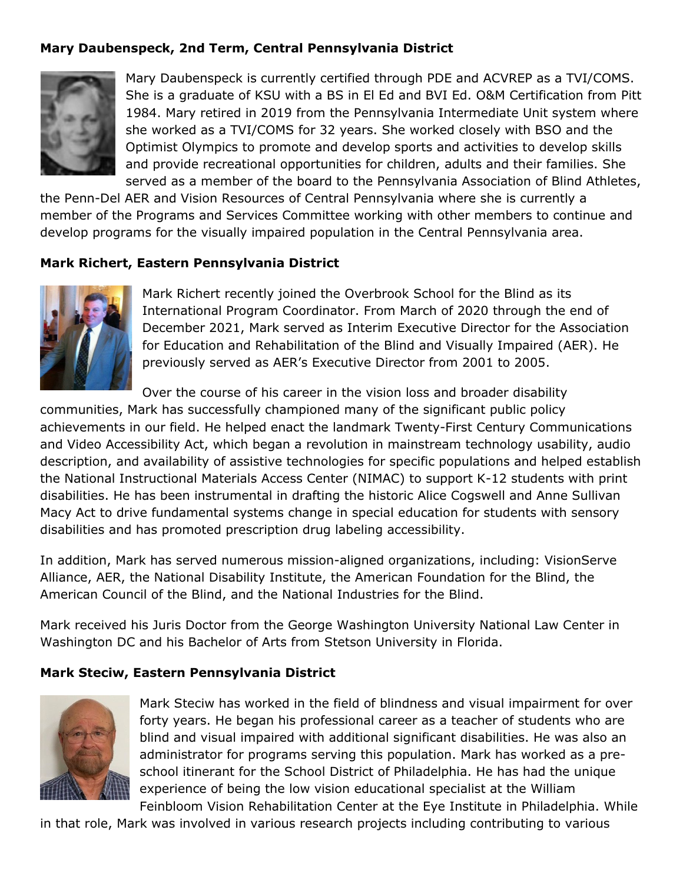**Mary Daubenspeck, 2nd Term, Central Pennsylvania District**

Mary Daubenspeck is currently certified through PDE and ACVREP as a TVI/COMS. She is a graduate of KSU with a BS in El Ed and BVI Ed. O&M Certification from Pitt 1984. Mary retired in 2019 from the Pennsylvania Intermediate Unit system where she worked as a TVI/COMS for 32 years. She worked closely with BSO and the Optimist Olympics to promote and develop sports and activities to develop skills and provide recreational opportunities for children, adults and their families. She served as a member of the board to the Pennsylvania Association of Blind Athletes, the Penn-Del AER and Vision Resources of Central Pennsylvania where she is currently a member of the Programs and Services Committee working with other members to continue and develop programs for the visually impaired population in the Central Pennsylvania area.

**Mark Richert, Eastern Pennsylvania District**

Mark Richert recently joined the Overbrook School for the Blind as its International Program Coordinator. From March of 2020 through the end of December 2021, Mark served as Interim Executive Director for the Association for Education and Rehabilitation of the Blind and Visually Impaired (AER). He previously served as AER's Executive Director from 2001 to 2005.

Over the course of his career in the vision loss and broader disability communities, Mark has successfully championed many of the significant public policy achievements in our field. He helped enact the landmark Twenty-First Century Communications and Video Accessibility Act, which began a revolution in mainstream technology usability, audio description, and availability of assistive technologies for specific populations and helped establish the National Instructional Materials Access Center (NIMAC) to support K-12 students with print disabilities. He has been instrumental in drafting the historic Alice Cogswell and Anne Sullivan Macy Act to drive fundamental systems change in special education for students with sensory disabilities and has promoted prescription drug labeling accessibility.

In addition, Mark has served numerous mission-aligned organizations, including: VisionServe Alliance, AER, the National Disability Institute, the American Foundation for the Blind, the American Council of the Blind, and the National Industries for the Blind.

Mark received his Juris Doctor from the George Washington University National Law Center in Washington DC and his Bachelor of Arts from Stetson University in Florida.

**Mark Steciw, Eastern Pennsylvania District**

Mark Steciw has worked in the field of blindness and visual impairment for over forty years. He began his professional career as a teacher of students who are blind and visual impaired with additional significant disabilities. He was also an administrator for programs serving this population. Mark has worked as a pre-school itinerant for the School District of Philadelphia. He has had the unique experience of being the low vision educational specialist at the William Feinbloom Vision Rehabilitation Center at the Eye Institute in Philadelphia. While in that role, Mark was involved in various research projects including contributing to various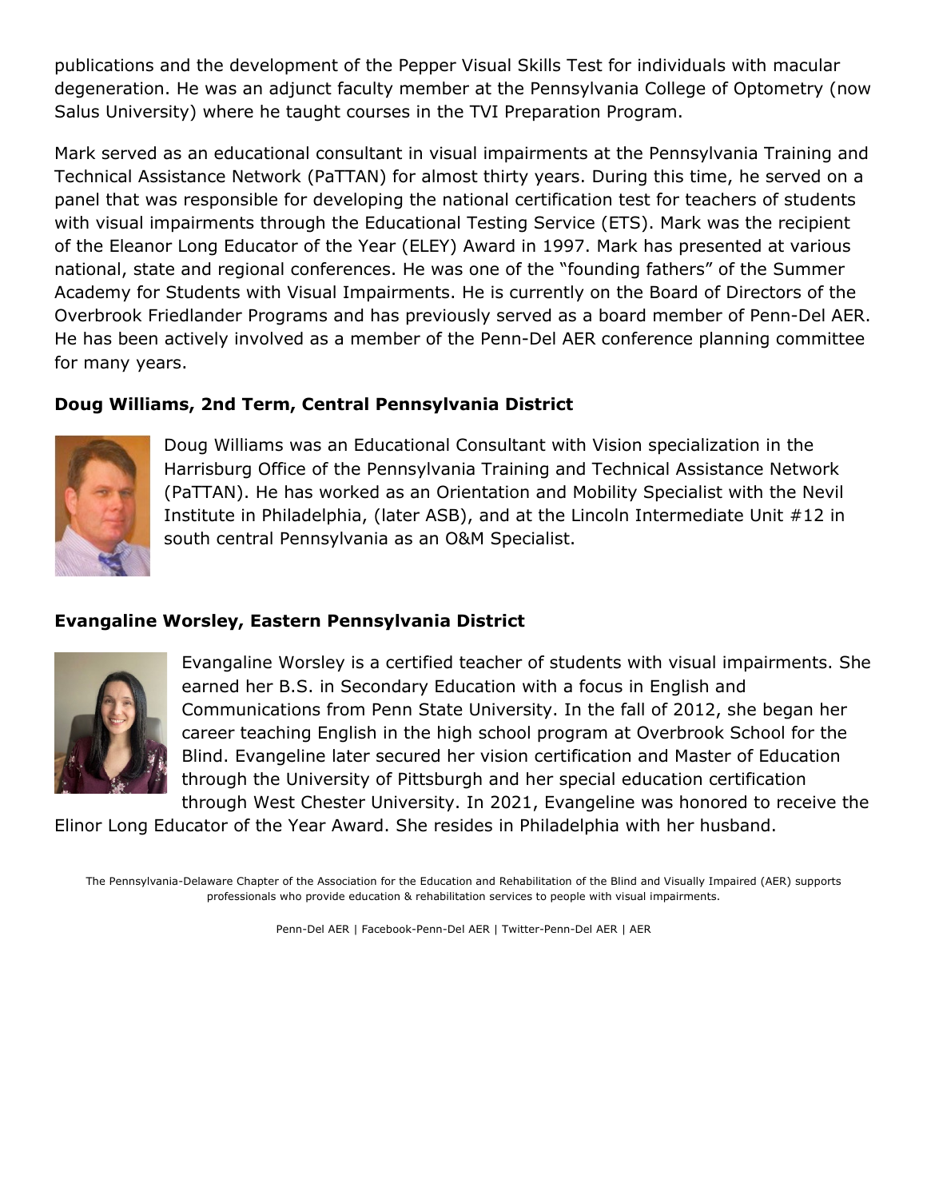publications and the development of the Pepper Visual Skills Test for individuals with macular degeneration. He was an adjunct faculty member at the Pennsylvania College of Optometry (now Salus University) where he taught courses in the TVI Preparation Program.

Mark served as an educational consultant in visual impairments at the Pennsylvania Training and Technical Assistance Network (PaTTAN) for almost thirty years. During this time, he served on a panel that was responsible for developing the national certification test for teachers of students with visual impairments through the Educational Testing Service (ETS). Mark was the recipient of the Eleanor Long Educator of the Year (ELEY) Award in 1997. Mark has presented at various national, state and regional conferences. He was one of the "founding fathers" of the Summer Academy for Students with Visual Impairments. He is currently on the Board of Directors of the Overbrook Friedlander Programs and has previously served as a board member of Penn-Del AER. He has been actively involved as a member of the Penn-Del AER conference planning committee for many years.

**Doug Williams, 2nd Term, Central Pennsylvania District**

Doug Williams was an Educational Consultant with Vision specialization in the Harrisburg Office of the Pennsylvania Training and Technical Assistance Network (PaTTAN). He has worked as an Orientation and Mobility Specialist with the Nevil Institute in Philadelphia, (later ASB), and at the Lincoln Intermediate Unit #12 in south central Pennsylvania as an O&M Specialist.

**Evangaline Worsley, Eastern Pennsylvania District**

Evangaline Worsley is a certified teacher of students with visual impairments. She earned her B.S. in Secondary Education with a focus in English and Communications from Penn State University. In the fall of 2012, she began her career teaching English in the high school program at Overbrook School for the Blind. Evangeline later secured her vision certification and Master of Education through the University of Pittsburgh and her special education certification through West Chester University. In 2021, Evangeline was honored to receive the Elinor Long Educator of the Year Award. She resides in Philadelphia with her husband.

The Pennsylvania-Delaware Chapter of the Association for the Education and Rehabilitation of the Blind and Visually Impaired (AER) supports professionals who provide education & rehabilitation services to people with visual impairments.

Penn-Del AER | Facebook-Penn-Del AER | Twitter-Penn-Del AER | AER